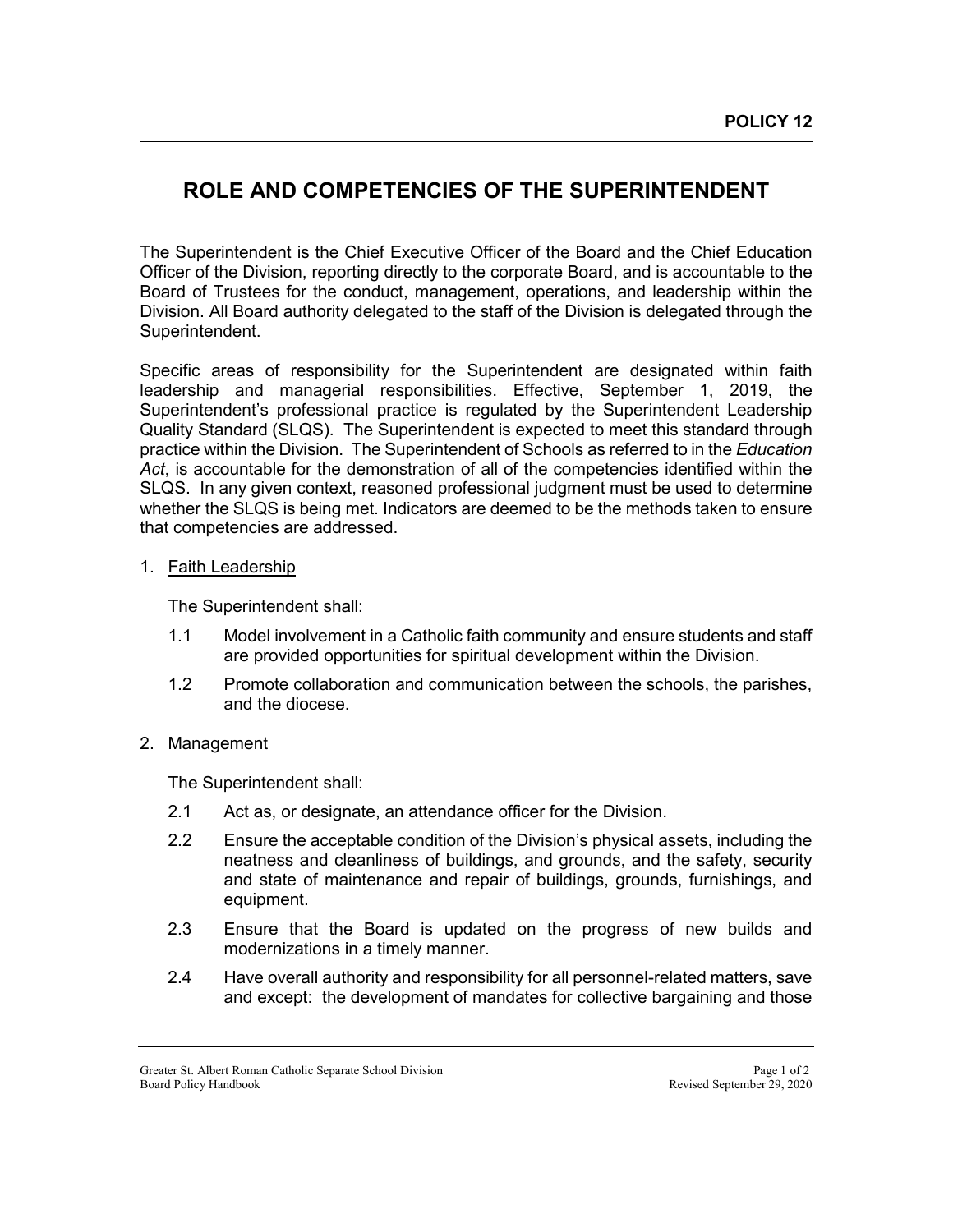**POLICY 12**

# ROLE AND COMPETENCIES OF THE SUPERINTENDENT

The Superintendent is the Chief Executive Officer of the Board and the Chief Education Officer of the Division, reporting directly to the corporate Board, and is accountable to the Board of Trustees for the conduct, management, operations, and leadership within the Division. All Board authority delegated to the staff of the Division is delegated through the Superintendent.

Specific areas of responsibility for the Superintendent are designated within faith leadership and managerial responsibilities. Effective, September 1, 2019, the Superintendent's professional practice is regulated by the Superintendent Leadership Quality Standard (SLQS). The Superintendent is expected to meet this standard through practice within the Division. The Superintendent of Schools as referred to in the *Education Act*, is accountable for the demonstration of all of the competencies identified within the SLQS. In any given context, reasoned professional judgment must be used to determine whether the SLQS is being met. Indicators are deemed to be the methods taken to ensure that competencies are addressed.

1. Faith Leadership

   The Superintendent shall:

   1.1 Model involvement in a Catholic faith community and ensure students and staff are provided opportunities for spiritual development within the Division.

   1.2 Promote collaboration and communication between the schools, the parishes, and the diocese.

2. Management

   The Superintendent shall:

   2.1 Act as, or designate, an attendance officer for the Division.

   2.2 Ensure the acceptable condition of the Division's physical assets, including the neatness and cleanliness of buildings, and grounds, and the safety, security and state of maintenance and repair of buildings, grounds, furnishings, and equipment.

   2.3 Ensure that the Board is updated on the progress of new builds and modernizations in a timely manner.

   2.4 Have overall authority and responsibility for all personnel-related matters, save and except: the development of mandates for collective bargaining and those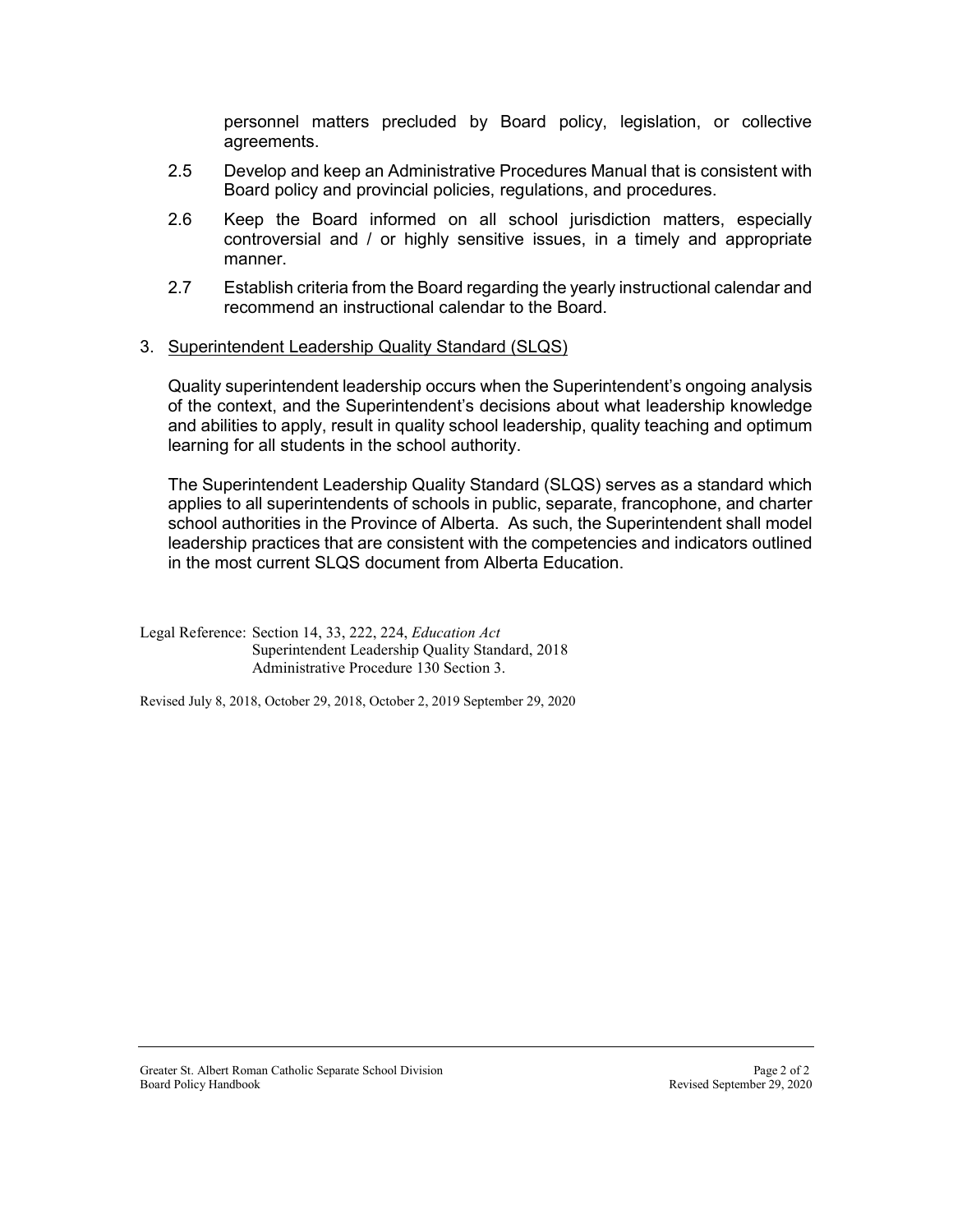personnel matters precluded by Board policy, legislation, or collective agreements.

2.5 Develop and keep an Administrative Procedures Manual that is consistent with Board policy and provincial policies, regulations, and procedures.

2.6 Keep the Board informed on all school jurisdiction matters, especially controversial and / or highly sensitive issues, in a timely and appropriate manner.

2.7 Establish criteria from the Board regarding the yearly instructional calendar and recommend an instructional calendar to the Board.

3. Superintendent Leadership Quality Standard (SLQS)

Quality superintendent leadership occurs when the Superintendent's ongoing analysis of the context, and the Superintendent's decisions about what leadership knowledge and abilities to apply, result in quality school leadership, quality teaching and optimum learning for all students in the school authority.

The Superintendent Leadership Quality Standard (SLQS) serves as a standard which applies to all superintendents of schools in public, separate, francophone, and charter school authorities in the Province of Alberta. As such, the Superintendent shall model leadership practices that are consistent with the competencies and indicators outlined in the most current SLQS document from Alberta Education.

Legal Reference: Section 14, 33, 222, 224, *Education Act*
Superintendent Leadership Quality Standard, 2018
Administrative Procedure 130 Section 3.

Revised July 8, 2018, October 29, 2018, October 2, 2019 September 29, 2020